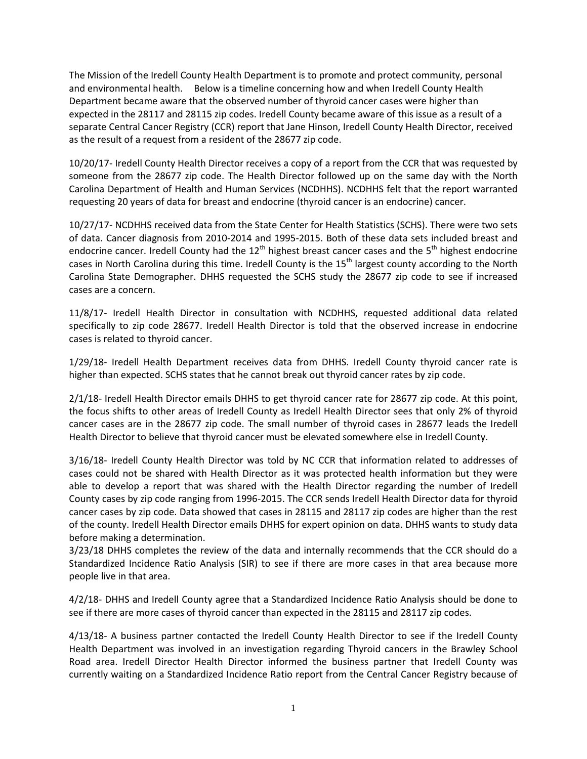The Mission of the Iredell County Health Department is to promote and protect community, personal and environmental health. Below is a timeline concerning how and when Iredell County Health Department became aware that the observed number of thyroid cancer cases were higher than expected in the 28117 and 28115 zip codes. Iredell County became aware of this issue as a result of a separate Central Cancer Registry (CCR) report that Jane Hinson, Iredell County Health Director, received as the result of a request from a resident of the 28677 zip code.

10/20/17- Iredell County Health Director receives a copy of a report from the CCR that was requested by someone from the 28677 zip code. The Health Director followed up on the same day with the North Carolina Department of Health and Human Services (NCDHHS). NCDHHS felt that the report warranted requesting 20 years of data for breast and endocrine (thyroid cancer is an endocrine) cancer.

10/27/17- NCDHHS received data from the State Center for Health Statistics (SCHS). There were two sets of data. Cancer diagnosis from 2010-2014 and 1995-2015. Both of these data sets included breast and endocrine cancer. Iredell County had the 12th highest breast cancer cases and the 5th highest endocrine cases in North Carolina during this time. Iredell County is the 15th largest county according to the North Carolina State Demographer. DHHS requested the SCHS study the 28677 zip code to see if increased cases are a concern.

11/8/17- Iredell Health Director in consultation with NCDHHS, requested additional data related specifically to zip code 28677. Iredell Health Director is told that the observed increase in endocrine cases is related to thyroid cancer.

1/29/18- Iredell Health Department receives data from DHHS. Iredell County thyroid cancer rate is higher than expected. SCHS states that he cannot break out thyroid cancer rates by zip code.

2/1/18- Iredell Health Director emails DHHS to get thyroid cancer rate for 28677 zip code. At this point, the focus shifts to other areas of Iredell County as Iredell Health Director sees that only 2% of thyroid cancer cases are in the 28677 zip code. The small number of thyroid cases in 28677 leads the Iredell Health Director to believe that thyroid cancer must be elevated somewhere else in Iredell County.

3/16/18- Iredell County Health Director was told by NC CCR that information related to addresses of cases could not be shared with Health Director as it was protected health information but they were able to develop a report that was shared with the Health Director regarding the number of Iredell County cases by zip code ranging from 1996-2015. The CCR sends Iredell Health Director data for thyroid cancer cases by zip code. Data showed that cases in 28115 and 28117 zip codes are higher than the rest of the county. Iredell Health Director emails DHHS for expert opinion on data. DHHS wants to study data before making a determination.

3/23/18 DHHS completes the review of the data and internally recommends that the CCR should do a Standardized Incidence Ratio Analysis (SIR) to see if there are more cases in that area because more people live in that area.

4/2/18- DHHS and Iredell County agree that a Standardized Incidence Ratio Analysis should be done to see if there are more cases of thyroid cancer than expected in the 28115 and 28117 zip codes.

4/13/18- A business partner contacted the Iredell County Health Director to see if the Iredell County Health Department was involved in an investigation regarding Thyroid cancers in the Brawley School Road area. Iredell Director Health Director informed the business partner that Iredell County was currently waiting on a Standardized Incidence Ratio report from the Central Cancer Registry because of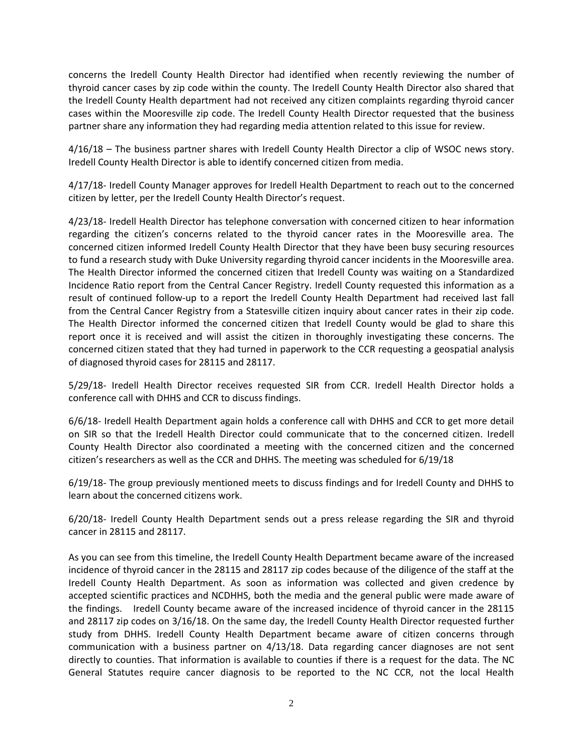concerns the Iredell County Health Director had identified when recently reviewing the number of thyroid cancer cases by zip code within the county. The Iredell County Health Director also shared that the Iredell County Health department had not received any citizen complaints regarding thyroid cancer cases within the Mooresville zip code. The Iredell County Health Director requested that the business partner share any information they had regarding media attention related to this issue for review.

4/16/18 – The business partner shares with Iredell County Health Director a clip of WSOC news story. Iredell County Health Director is able to identify concerned citizen from media.

4/17/18- Iredell County Manager approves for Iredell Health Department to reach out to the concerned citizen by letter, per the Iredell County Health Director's request.

4/23/18- Iredell Health Director has telephone conversation with concerned citizen to hear information regarding the citizen's concerns related to the thyroid cancer rates in the Mooresville area. The concerned citizen informed Iredell County Health Director that they have been busy securing resources to fund a research study with Duke University regarding thyroid cancer incidents in the Mooresville area. The Health Director informed the concerned citizen that Iredell County was waiting on a Standardized Incidence Ratio report from the Central Cancer Registry. Iredell County requested this information as a result of continued follow-up to a report the Iredell County Health Department had received last fall from the Central Cancer Registry from a Statesville citizen inquiry about cancer rates in their zip code. The Health Director informed the concerned citizen that Iredell County would be glad to share this report once it is received and will assist the citizen in thoroughly investigating these concerns. The concerned citizen stated that they had turned in paperwork to the CCR requesting a geospatial analysis of diagnosed thyroid cases for 28115 and 28117.

5/29/18- Iredell Health Director receives requested SIR from CCR. Iredell Health Director holds a conference call with DHHS and CCR to discuss findings.

6/6/18- Iredell Health Department again holds a conference call with DHHS and CCR to get more detail on SIR so that the Iredell Health Director could communicate that to the concerned citizen. Iredell County Health Director also coordinated a meeting with the concerned citizen and the concerned citizen's researchers as well as the CCR and DHHS. The meeting was scheduled for 6/19/18

6/19/18- The group previously mentioned meets to discuss findings and for Iredell County and DHHS to learn about the concerned citizens work.

6/20/18- Iredell County Health Department sends out a press release regarding the SIR and thyroid cancer in 28115 and 28117.

As you can see from this timeline, the Iredell County Health Department became aware of the increased incidence of thyroid cancer in the 28115 and 28117 zip codes because of the diligence of the staff at the Iredell County Health Department. As soon as information was collected and given credence by accepted scientific practices and NCDHHS, both the media and the general public were made aware of the findings. Iredell County became aware of the increased incidence of thyroid cancer in the 28115 and 28117 zip codes on 3/16/18. On the same day, the Iredell County Health Director requested further study from DHHS. Iredell County Health Department became aware of citizen concerns through communication with a business partner on 4/13/18. Data regarding cancer diagnoses are not sent directly to counties. That information is available to counties if there is a request for the data. The NC General Statutes require cancer diagnosis to be reported to the NC CCR, not the local Health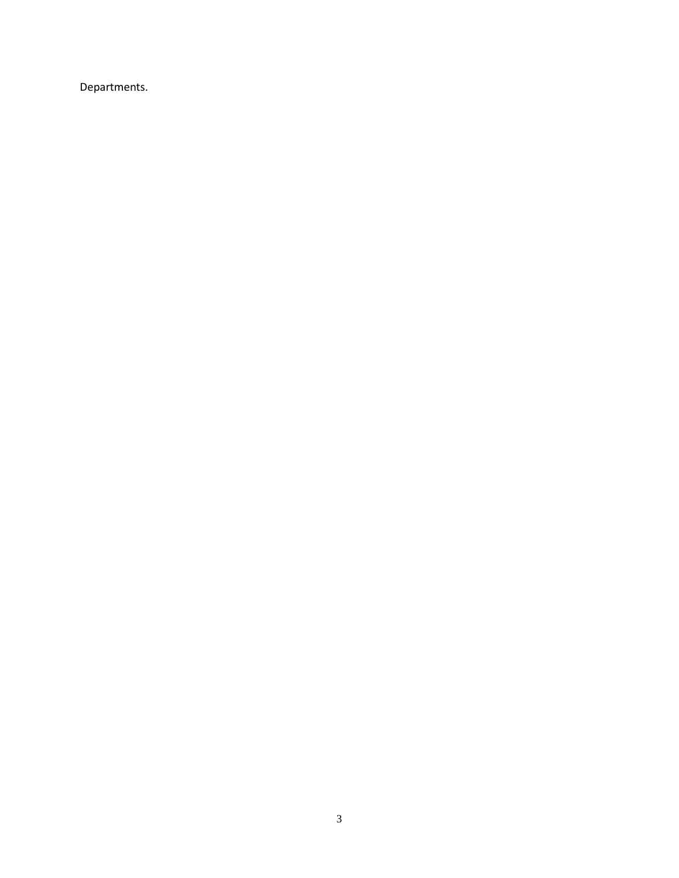Departments.